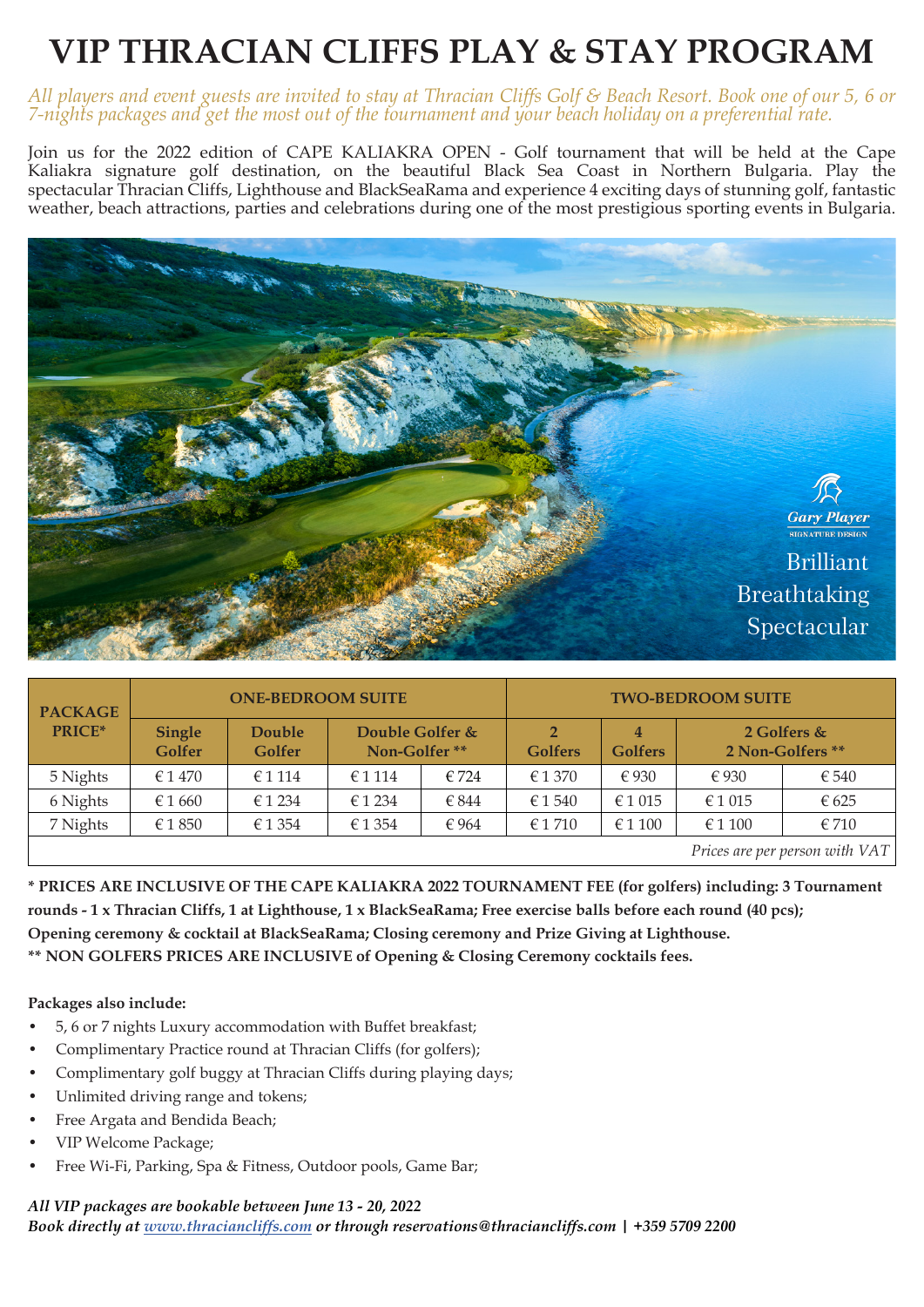# VIP THRACIAN CLIFFS PLAY & STAY PROGRAM

*All players and event guests are invited to stay at Thracian Cliffs Golf & Beach Resort. Book one of our 5, 6 or 7-nights packages and get the most out of the tournament and your beach holiday on a preferential rate.*

Join us for the 2022 edition of CAPE KALIAKRA OPEN - Golf tournament that will be held at the Cape Kaliakra signature golf destination, on the beautiful Black Sea Coast in Northern Bulgaria. Play the spectacular Thracian Cliffs, Lighthouse and BlackSeaRama and experience 4 exciting days of stunning golf, fantastic weather, beach attractions, parties and celebrations during one of the most prestigious sporting events in Bulgaria.

Gary Player SIGNATURE DESIGN

Brilliant
Breathtaking
Spectacular

| PACKAGE PRICE* | ONE-BEDROOM SUITE | | | | TWO-BEDROOM SUITE | | | |
|---|---|---|---|---|---|---|---|---|
| | Single Golfer | Double Golfer | Double Golfer & Non-Golfer ** | | 2 Golfers | 4 Golfers | 2 Golfers & 2 Non-Golfers ** | |
| 5 Nights | € 1 470 | € 1 114 | € 1 114 | € 724 | € 1 370 | € 930 | € 930 | € 540 |
| 6 Nights | € 1 660 | € 1 234 | € 1 234 | € 844 | € 1 540 | € 1 015 | € 1 015 | € 625 |
| 7 Nights | € 1 850 | € 1 354 | € 1 354 | € 964 | € 1 710 | € 1 100 | € 1 100 | € 710 |

*Prices are per person with VAT*

**\* PRICES ARE INCLUSIVE OF THE CAPE KALIAKRA 2022 TOURNAMENT FEE (for golfers) including: 3 Tournament rounds - 1 x Thracian Cliffs, 1 at Lighthouse, 1 x BlackSeaRama; Free exercise balls before each round (40 pcs); Opening ceremony & cocktail at BlackSeaRama; Closing ceremony and Prize Giving at Lighthouse.**
**\*\* NON GOLFERS PRICES ARE INCLUSIVE of Opening & Closing Ceremony cocktails fees.**

**Packages also include:**

- 5, 6 or 7 nights Luxury accommodation with Buffet breakfast;
- Complimentary Practice round at Thracian Cliffs (for golfers);
- Complimentary golf buggy at Thracian Cliffs during playing days;
- Unlimited driving range and tokens;
- Free Argata and Bendida Beach;
- VIP Welcome Package;
- Free Wi-Fi, Parking, Spa & Fitness, Outdoor pools, Game Bar;

***All VIP packages are bookable between June 13 - 20, 2022***
***Book directly at [www.thraciancliffs.com](http://www.thraciancliffs.com) or through reservations@thraciancliffs.com | +359 5709 2200***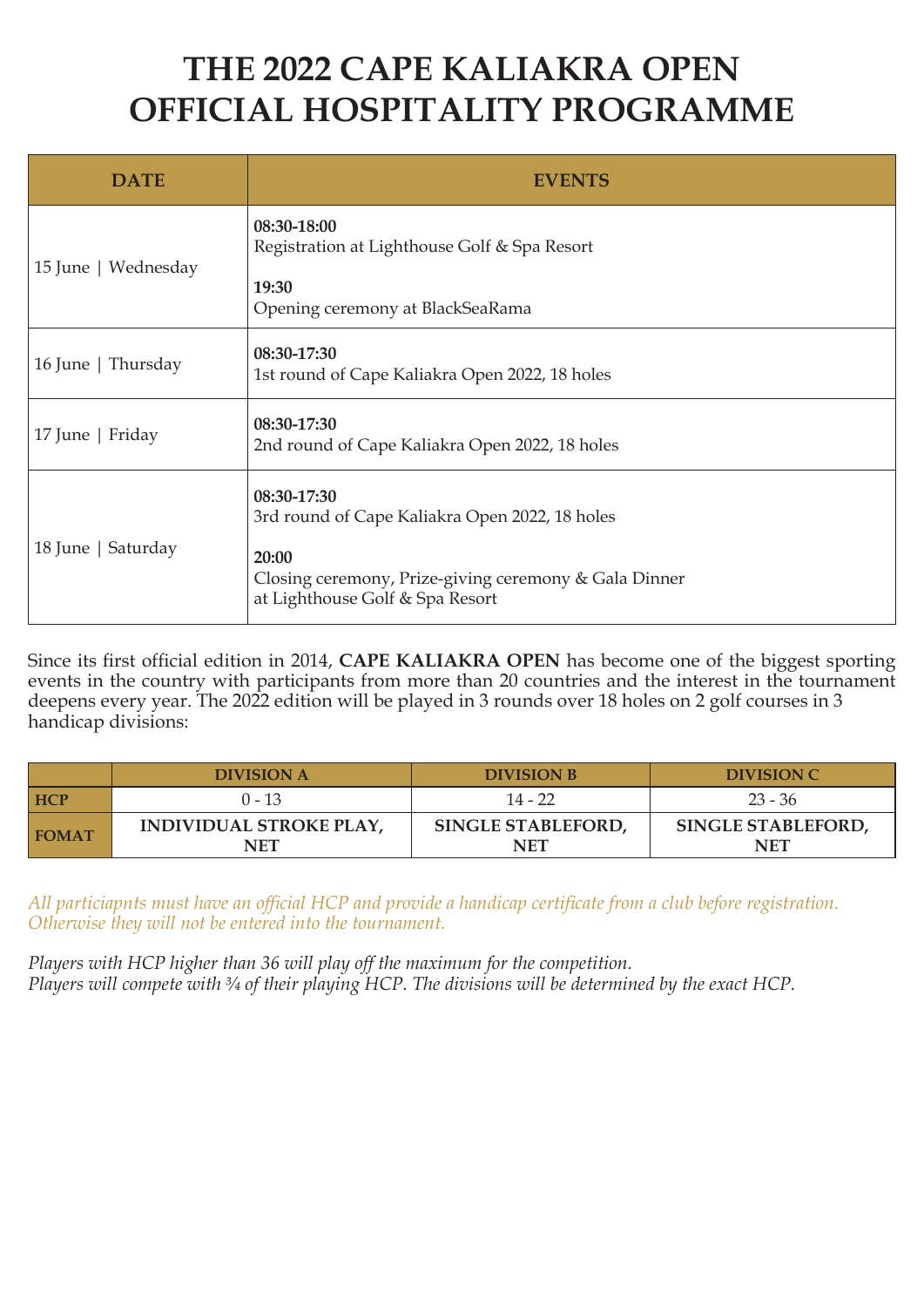# THE 2022 CAPE KALIAKRA OPEN OFFICIAL HOSPITALITY PROGRAMME

| DATE | EVENTS |
|---|---|
| 15 June \| Wednesday | **08:30-18:00**<br>Registration at Lighthouse Golf & Spa Resort<br><br>**19:30**<br>Opening ceremony at BlackSeaRama |
| 16 June \| Thursday | **08:30-17:30**<br>1st round of Cape Kaliakra Open 2022, 18 holes |
| 17 June \| Friday | **08:30-17:30**<br>2nd round of Cape Kaliakra Open 2022, 18 holes |
| 18 June \| Saturday | **08:30-17:30**<br>3rd round of Cape Kaliakra Open 2022, 18 holes<br><br>**20:00**<br>Closing ceremony, Prize-giving ceremony & Gala Dinner at Lighthouse Golf & Spa Resort |

Since its first official edition in 2014, **CAPE KALIAKRA OPEN** has become one of the biggest sporting events in the country with participants from more than 20 countries and the interest in the tournament deepens every year. The 2022 edition will be played in 3 rounds over 18 holes on 2 golf courses in 3 handicap divisions:

| | DIVISION A | DIVISION B | DIVISION C |
|---|---|---|---|
| **HCP** | 0 - 13 | 14 - 22 | 23 - 36 |
| **FOMAT** | **INDIVIDUAL STROKE PLAY, NET** | **SINGLE STABLEFORD, NET** | **SINGLE STABLEFORD, NET** |

*All particiapnts must have an official HCP and provide a handicap certificate from a club before registration. Otherwise they will not be entered into the tournament.*

*Players with HCP higher than 36 will play off the maximum for the competition.*
*Players will compete with ¾ of their playing HCP. The divisions will be determined by the exact HCP.*